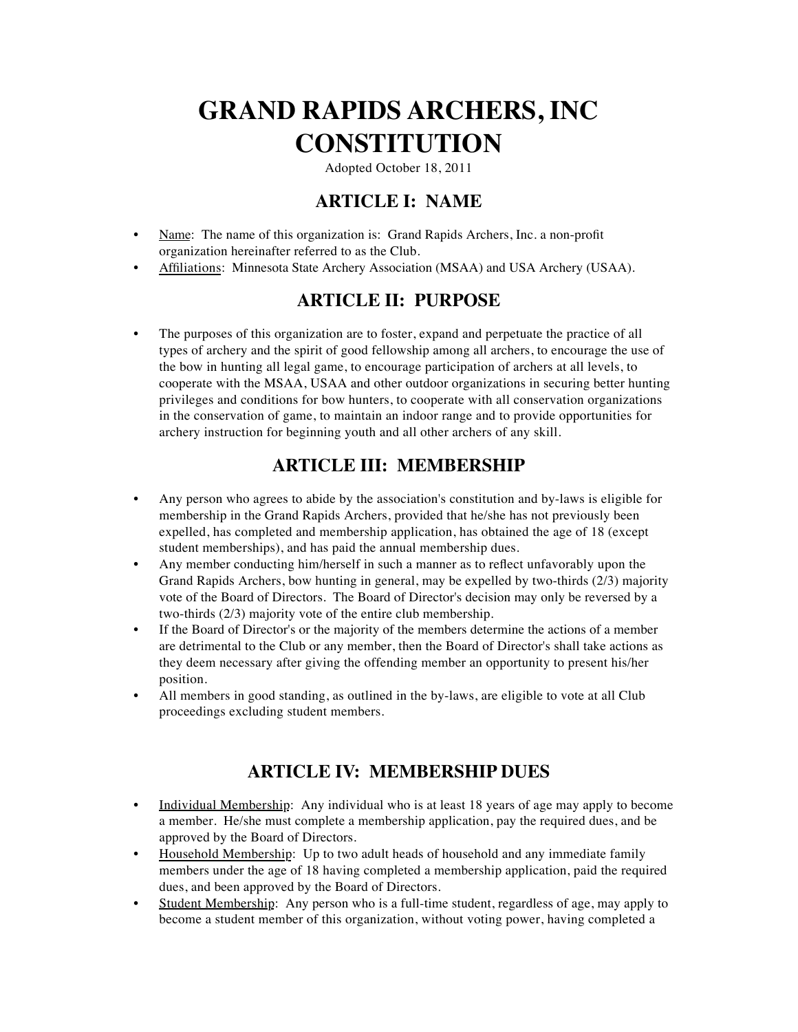# GRAND RAPIDS ARCHERS, INC CONSTITUTION

Adopted October 18, 2011

## ARTICLE I: NAME

- Name: The name of this organization is: Grand Rapids Archers, Inc. a non-profit organization hereinafter referred to as the Club.
- Affiliations: Minnesota State Archery Association (MSAA) and USA Archery (USAA).

## ARTICLE II: PURPOSE

- The purposes of this organization are to foster, expand and perpetuate the practice of all types of archery and the spirit of good fellowship among all archers, to encourage the use of the bow in hunting all legal game, to encourage participation of archers at all levels, to cooperate with the MSAA, USAA and other outdoor organizations in securing better hunting privileges and conditions for bow hunters, to cooperate with all conservation organizations in the conservation of game, to maintain an indoor range and to provide opportunities for archery instruction for beginning youth and all other archers of any skill.

## ARTICLE III: MEMBERSHIP

- Any person who agrees to abide by the association's constitution and by-laws is eligible for membership in the Grand Rapids Archers, provided that he/she has not previously been expelled, has completed and membership application, has obtained the age of 18 (except student memberships), and has paid the annual membership dues.
- Any member conducting him/herself in such a manner as to reflect unfavorably upon the Grand Rapids Archers, bow hunting in general, may be expelled by two-thirds (2/3) majority vote of the Board of Directors. The Board of Director's decision may only be reversed by a two-thirds (2/3) majority vote of the entire club membership.
- If the Board of Director's or the majority of the members determine the actions of a member are detrimental to the Club or any member, then the Board of Director's shall take actions as they deem necessary after giving the offending member an opportunity to present his/her position.
- All members in good standing, as outlined in the by-laws, are eligible to vote at all Club proceedings excluding student members.

## ARTICLE IV: MEMBERSHIP DUES

- Individual Membership: Any individual who is at least 18 years of age may apply to become a member. He/she must complete a membership application, pay the required dues, and be approved by the Board of Directors.
- Household Membership: Up to two adult heads of household and any immediate family members under the age of 18 having completed a membership application, paid the required dues, and been approved by the Board of Directors.
- Student Membership: Any person who is a full-time student, regardless of age, may apply to become a student member of this organization, without voting power, having completed a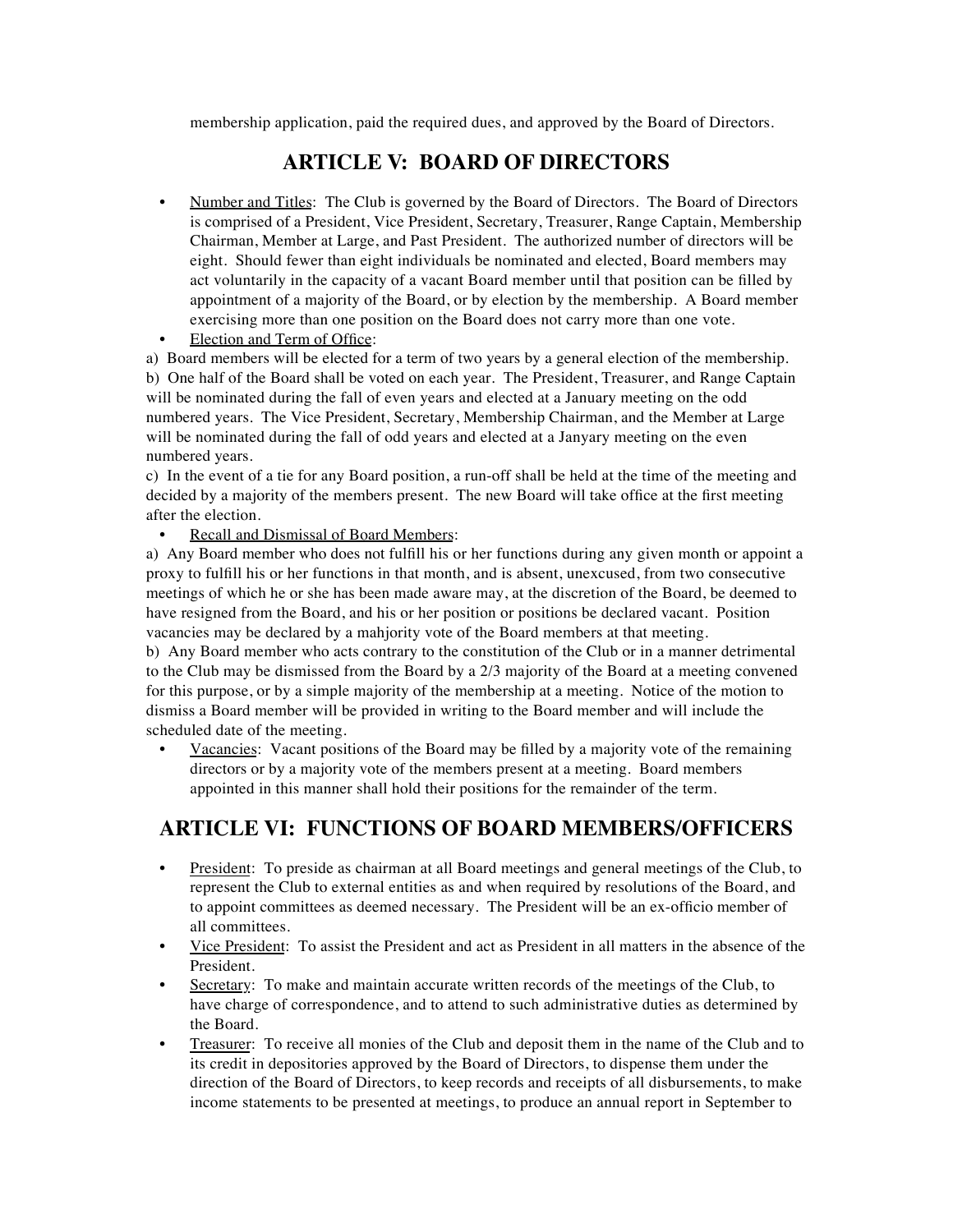membership application, paid the required dues, and approved by the Board of Directors.

## ARTICLE V: BOARD OF DIRECTORS

- Number and Titles: The Club is governed by the Board of Directors. The Board of Directors is comprised of a President, Vice President, Secretary, Treasurer, Range Captain, Membership Chairman, Member at Large, and Past President. The authorized number of directors will be eight. Should fewer than eight individuals be nominated and elected, Board members may act voluntarily in the capacity of a vacant Board member until that position can be filled by appointment of a majority of the Board, or by election by the membership. A Board member exercising more than one position on the Board does not carry more than one vote.
- Election and Term of Office:

a) Board members will be elected for a term of two years by a general election of the membership.
b) One half of the Board shall be voted on each year. The President, Treasurer, and Range Captain will be nominated during the fall of even years and elected at a January meeting on the odd numbered years. The Vice President, Secretary, Membership Chairman, and the Member at Large will be nominated during the fall of odd years and elected at a Janyary meeting on the even numbered years.
c) In the event of a tie for any Board position, a run-off shall be held at the time of the meeting and decided by a majority of the members present. The new Board will take office at the first meeting after the election.

- Recall and Dismissal of Board Members:

a) Any Board member who does not fulfill his or her functions during any given month or appoint a proxy to fulfill his or her functions in that month, and is absent, unexcused, from two consecutive meetings of which he or she has been made aware may, at the discretion of the Board, be deemed to have resigned from the Board, and his or her position or positions be declared vacant. Position vacancies may be declared by a mahjority vote of the Board members at that meeting.
b) Any Board member who acts contrary to the constitution of the Club or in a manner detrimental to the Club may be dismissed from the Board by a 2/3 majority of the Board at a meeting convened for this purpose, or by a simple majority of the membership at a meeting. Notice of the motion to dismiss a Board member will be provided in writing to the Board member and will include the scheduled date of the meeting.

- Vacancies: Vacant positions of the Board may be filled by a majority vote of the remaining directors or by a majority vote of the members present at a meeting. Board members appointed in this manner shall hold their positions for the remainder of the term.

## ARTICLE VI: FUNCTIONS OF BOARD MEMBERS/OFFICERS

- President: To preside as chairman at all Board meetings and general meetings of the Club, to represent the Club to external entities as and when required by resolutions of the Board, and to appoint committees as deemed necessary. The President will be an ex-officio member of all committees.
- Vice President: To assist the President and act as President in all matters in the absence of the President.
- Secretary: To make and maintain accurate written records of the meetings of the Club, to have charge of correspondence, and to attend to such administrative duties as determined by the Board.
- Treasurer: To receive all monies of the Club and deposit them in the name of the Club and to its credit in depositories approved by the Board of Directors, to dispense them under the direction of the Board of Directors, to keep records and receipts of all disbursements, to make income statements to be presented at meetings, to produce an annual report in September to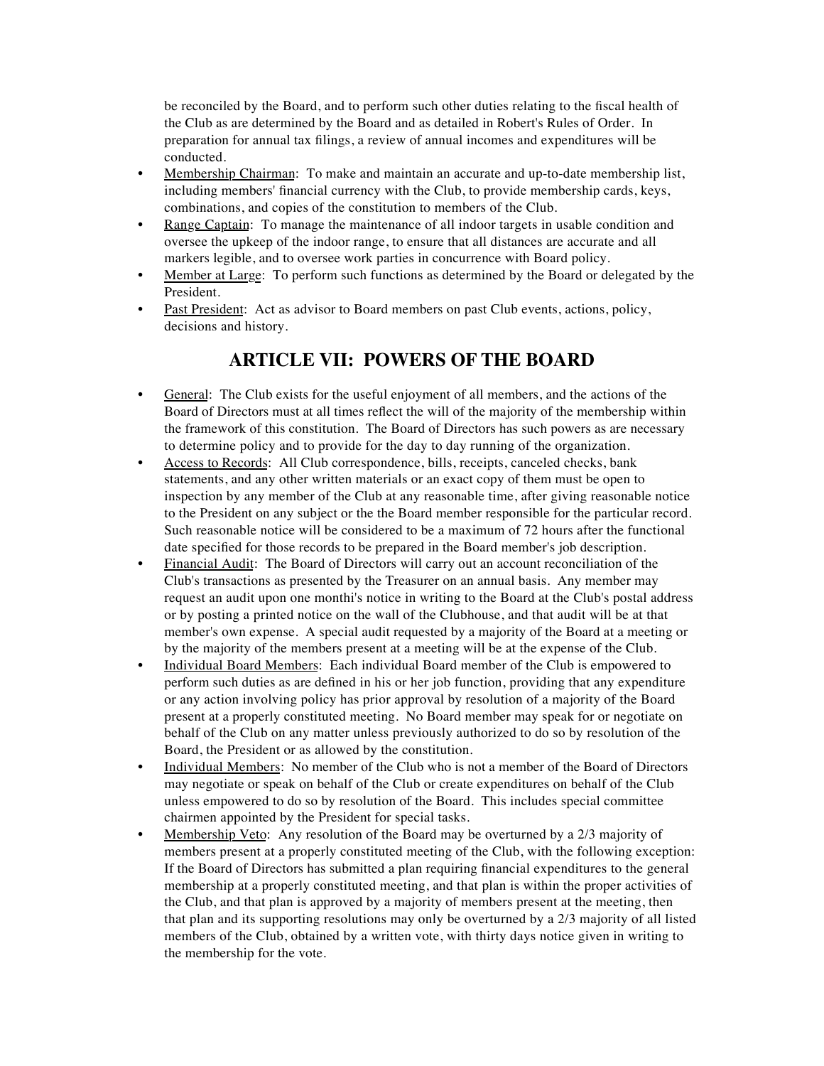be reconciled by the Board, and to perform such other duties relating to the fiscal health of the Club as are determined by the Board and as detailed in Robert's Rules of Order. In preparation for annual tax filings, a review of annual incomes and expenditures will be conducted.

- Membership Chairman: To make and maintain an accurate and up-to-date membership list, including members' financial currency with the Club, to provide membership cards, keys, combinations, and copies of the constitution to members of the Club.
- Range Captain: To manage the maintenance of all indoor targets in usable condition and oversee the upkeep of the indoor range, to ensure that all distances are accurate and all markers legible, and to oversee work parties in concurrence with Board policy.
- Member at Large: To perform such functions as determined by the Board or delegated by the President.
- Past President: Act as advisor to Board members on past Club events, actions, policy, decisions and history.

## ARTICLE VII: POWERS OF THE BOARD

- General: The Club exists for the useful enjoyment of all members, and the actions of the Board of Directors must at all times reflect the will of the majority of the membership within the framework of this constitution. The Board of Directors has such powers as are necessary to determine policy and to provide for the day to day running of the organization.
- Access to Records: All Club correspondence, bills, receipts, canceled checks, bank statements, and any other written materials or an exact copy of them must be open to inspection by any member of the Club at any reasonable time, after giving reasonable notice to the President on any subject or the the Board member responsible for the particular record. Such reasonable notice will be considered to be a maximum of 72 hours after the functional date specified for those records to be prepared in the Board member's job description.
- Financial Audit: The Board of Directors will carry out an account reconciliation of the Club's transactions as presented by the Treasurer on an annual basis. Any member may request an audit upon one monthi's notice in writing to the Board at the Club's postal address or by posting a printed notice on the wall of the Clubhouse, and that audit will be at that member's own expense. A special audit requested by a majority of the Board at a meeting or by the majority of the members present at a meeting will be at the expense of the Club.
- Individual Board Members: Each individual Board member of the Club is empowered to perform such duties as are defined in his or her job function, providing that any expenditure or any action involving policy has prior approval by resolution of a majority of the Board present at a properly constituted meeting. No Board member may speak for or negotiate on behalf of the Club on any matter unless previously authorized to do so by resolution of the Board, the President or as allowed by the constitution.
- Individual Members: No member of the Club who is not a member of the Board of Directors may negotiate or speak on behalf of the Club or create expenditures on behalf of the Club unless empowered to do so by resolution of the Board. This includes special committee chairmen appointed by the President for special tasks.
- Membership Veto: Any resolution of the Board may be overturned by a 2/3 majority of members present at a properly constituted meeting of the Club, with the following exception: If the Board of Directors has submitted a plan requiring financial expenditures to the general membership at a properly constituted meeting, and that plan is within the proper activities of the Club, and that plan is approved by a majority of members present at the meeting, then that plan and its supporting resolutions may only be overturned by a 2/3 majority of all listed members of the Club, obtained by a written vote, with thirty days notice given in writing to the membership for the vote.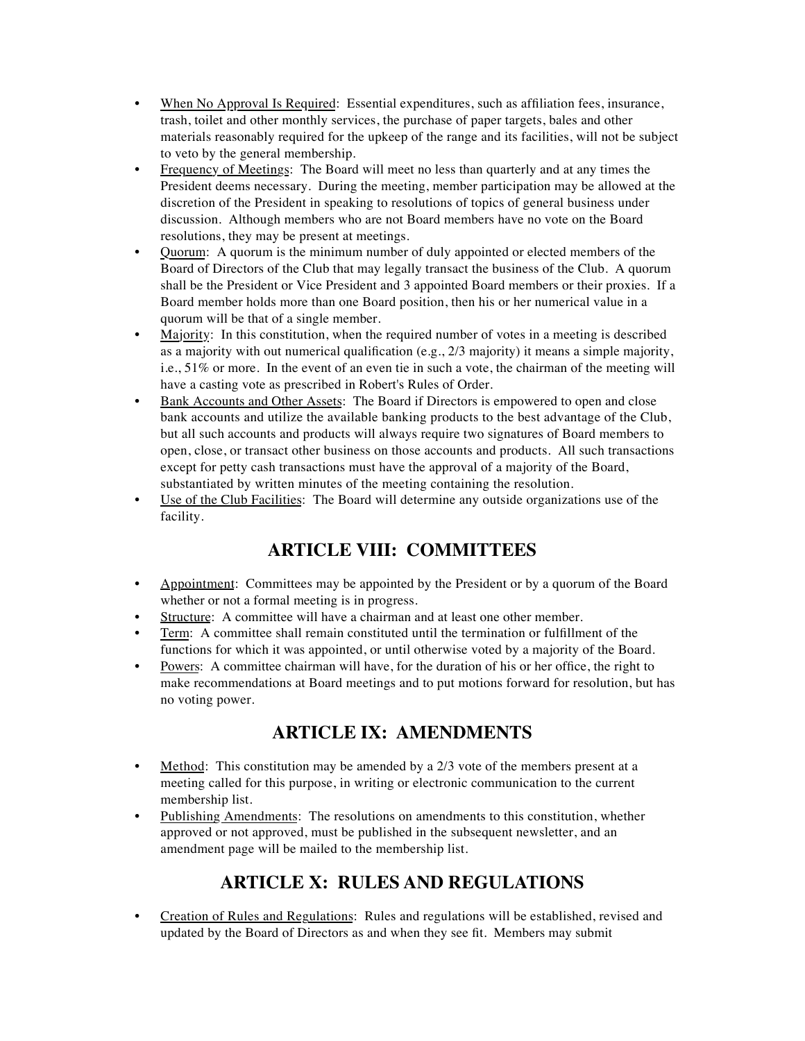- When No Approval Is Required: Essential expenditures, such as affiliation fees, insurance, trash, toilet and other monthly services, the purchase of paper targets, bales and other materials reasonably required for the upkeep of the range and its facilities, will not be subject to veto by the general membership.
- Frequency of Meetings: The Board will meet no less than quarterly and at any times the President deems necessary. During the meeting, member participation may be allowed at the discretion of the President in speaking to resolutions of topics of general business under discussion. Although members who are not Board members have no vote on the Board resolutions, they may be present at meetings.
- Quorum: A quorum is the minimum number of duly appointed or elected members of the Board of Directors of the Club that may legally transact the business of the Club. A quorum shall be the President or Vice President and 3 appointed Board members or their proxies. If a Board member holds more than one Board position, then his or her numerical value in a quorum will be that of a single member.
- Majority: In this constitution, when the required number of votes in a meeting is described as a majority with out numerical qualification (e.g., 2/3 majority) it means a simple majority, i.e., 51% or more. In the event of an even tie in such a vote, the chairman of the meeting will have a casting vote as prescribed in Robert's Rules of Order.
- Bank Accounts and Other Assets: The Board if Directors is empowered to open and close bank accounts and utilize the available banking products to the best advantage of the Club, but all such accounts and products will always require two signatures of Board members to open, close, or transact other business on those accounts and products. All such transactions except for petty cash transactions must have the approval of a majority of the Board, substantiated by written minutes of the meeting containing the resolution.
- Use of the Club Facilities: The Board will determine any outside organizations use of the facility.

## ARTICLE VIII: COMMITTEES

- Appointment: Committees may be appointed by the President or by a quorum of the Board whether or not a formal meeting is in progress.
- Structure: A committee will have a chairman and at least one other member.
- Term: A committee shall remain constituted until the termination or fulfillment of the functions for which it was appointed, or until otherwise voted by a majority of the Board.
- Powers: A committee chairman will have, for the duration of his or her office, the right to make recommendations at Board meetings and to put motions forward for resolution, but has no voting power.

## ARTICLE IX: AMENDMENTS

- Method: This constitution may be amended by a 2/3 vote of the members present at a meeting called for this purpose, in writing or electronic communication to the current membership list.
- Publishing Amendments: The resolutions on amendments to this constitution, whether approved or not approved, must be published in the subsequent newsletter, and an amendment page will be mailed to the membership list.

## ARTICLE X: RULES AND REGULATIONS

- Creation of Rules and Regulations: Rules and regulations will be established, revised and updated by the Board of Directors as and when they see fit. Members may submit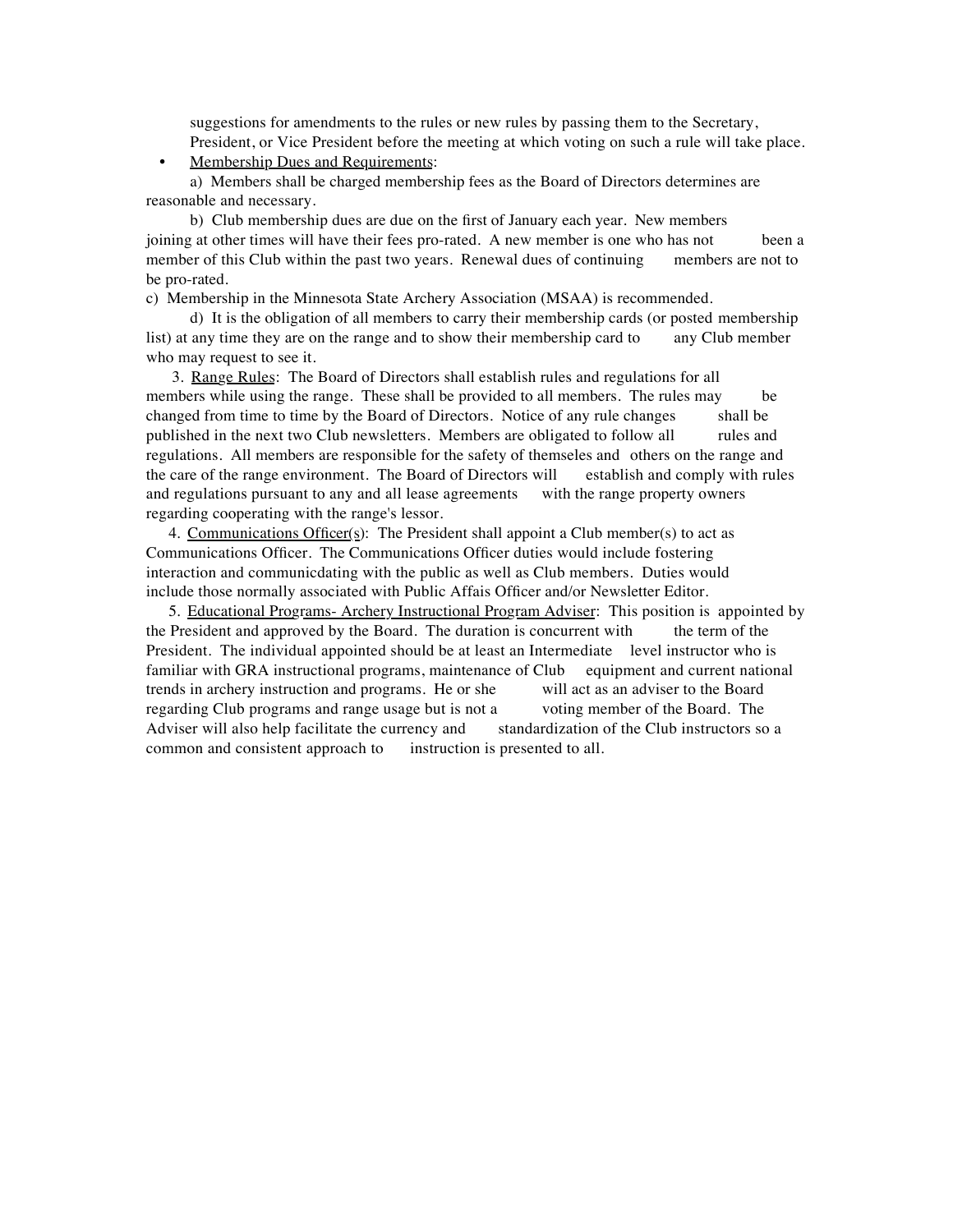suggestions for amendments to the rules or new rules by passing them to the Secretary, President, or Vice President before the meeting at which voting on such a rule will take place.

- Membership Dues and Requirements:

a) Members shall be charged membership fees as the Board of Directors determines are reasonable and necessary.

b) Club membership dues are due on the first of January each year. New members joining at other times will have their fees pro-rated. A new member is one who has not been a member of this Club within the past two years. Renewal dues of continuing members are not to be pro-rated.

c) Membership in the Minnesota State Archery Association (MSAA) is recommended.

d) It is the obligation of all members to carry their membership cards (or posted membership list) at any time they are on the range and to show their membership card to any Club member who may request to see it.

3. Range Rules: The Board of Directors shall establish rules and regulations for all members while using the range. These shall be provided to all members. The rules may be changed from time to time by the Board of Directors. Notice of any rule changes shall be published in the next two Club newsletters. Members are obligated to follow all rules and regulations. All members are responsible for the safety of themseles and others on the range and the care of the range environment. The Board of Directors will establish and comply with rules and regulations pursuant to any and all lease agreements with the range property owners regarding cooperating with the range's lessor.

4. Communications Officer(s): The President shall appoint a Club member(s) to act as Communications Officer. The Communications Officer duties would include fostering interaction and communicdating with the public as well as Club members. Duties would include those normally associated with Public Affais Officer and/or Newsletter Editor.

5. Educational Programs- Archery Instructional Program Adviser: This position is appointed by the President and approved by the Board. The duration is concurrent with the term of the President. The individual appointed should be at least an Intermediate level instructor who is familiar with GRA instructional programs, maintenance of Club equipment and current national trends in archery instruction and programs. He or she will act as an adviser to the Board regarding Club programs and range usage but is not a voting member of the Board. The Adviser will also help facilitate the currency and standardization of the Club instructors so a common and consistent approach to instruction is presented to all.